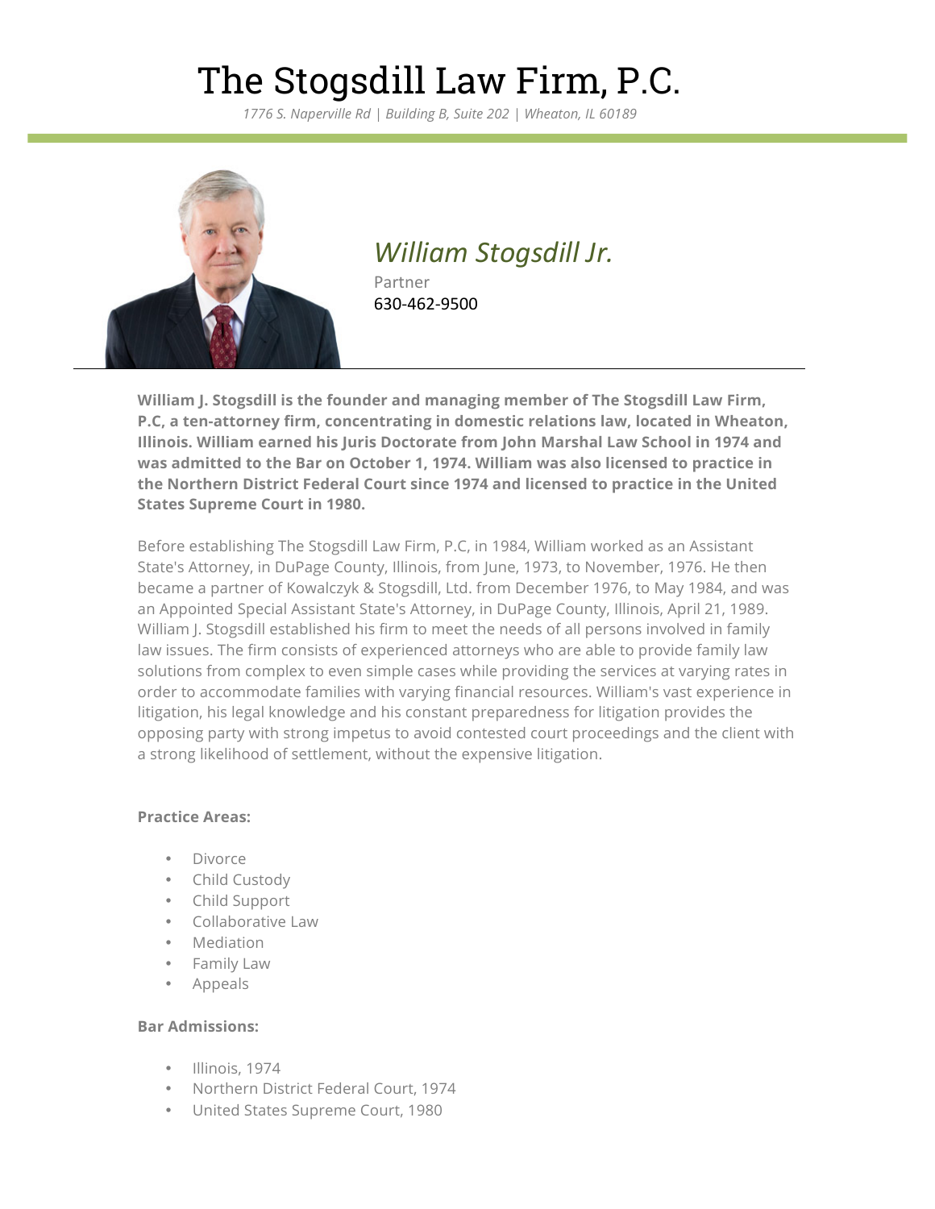# The Stogsdill Law Firm, P.C.

*1776 S. Naperville Rd | Building B, Suite 202 | Wheaton, IL 60189*

## *William Stogsdill Jr.*

Partner

630-462-9500

**William J. Stogsdill is the founder and managing member of The Stogsdill Law Firm, P.C, a ten-attorney firm, concentrating in domestic relations law, located in Wheaton, Illinois. William earned his Juris Doctorate from John Marshal Law School in 1974 and was admitted to the Bar on October 1, 1974. William was also licensed to practice in the Northern District Federal Court since 1974 and licensed to practice in the United States Supreme Court in 1980.**

Before establishing The Stogsdill Law Firm, P.C, in 1984, William worked as an Assistant State's Attorney, in DuPage County, Illinois, from June, 1973, to November, 1976. He then became a partner of Kowalczyk & Stogsdill, Ltd. from December 1976, to May 1984, and was an Appointed Special Assistant State's Attorney, in DuPage County, Illinois, April 21, 1989. William J. Stogsdill established his firm to meet the needs of all persons involved in family law issues. The firm consists of experienced attorneys who are able to provide family law solutions from complex to even simple cases while providing the services at varying rates in order to accommodate families with varying financial resources. William's vast experience in litigation, his legal knowledge and his constant preparedness for litigation provides the opposing party with strong impetus to avoid contested court proceedings and the client with a strong likelihood of settlement, without the expensive litigation.

**Practice Areas:**

- Divorce
- Child Custody
- Child Support
- Collaborative Law
- Mediation
- Family Law
- Appeals

**Bar Admissions:**

- Illinois, 1974
- Northern District Federal Court, 1974
- United States Supreme Court, 1980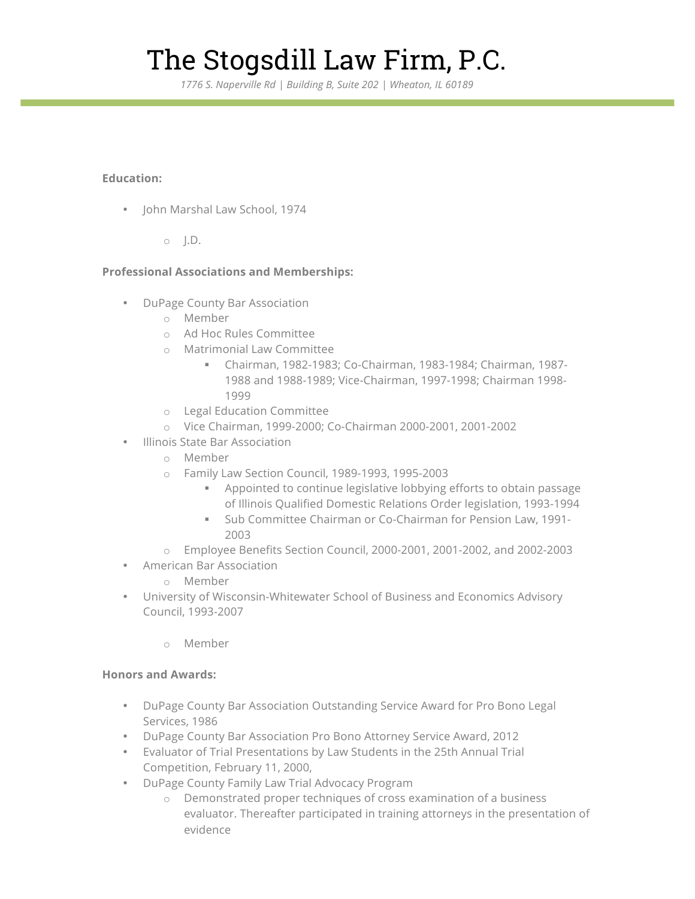# The Stogsdill Law Firm, P.C.

*1776 S. Naperville Rd | Building B, Suite 202 | Wheaton, IL 60189*

**Education:**

- John Marshal Law School, 1974
    - J.D.

**Professional Associations and Memberships:**

- DuPage County Bar Association
    - Member
    - Ad Hoc Rules Committee
    - Matrimonial Law Committee
        - Chairman, 1982-1983; Co-Chairman, 1983-1984; Chairman, 1987-1988 and 1988-1989; Vice-Chairman, 1997-1998; Chairman 1998-1999
    - Legal Education Committee
    - Vice Chairman, 1999-2000; Co-Chairman 2000-2001, 2001-2002
- Illinois State Bar Association
    - Member
    - Family Law Section Council, 1989-1993, 1995-2003
        - Appointed to continue legislative lobbying efforts to obtain passage of Illinois Qualified Domestic Relations Order legislation, 1993-1994
        - Sub Committee Chairman or Co-Chairman for Pension Law, 1991-2003
    - Employee Benefits Section Council, 2000-2001, 2001-2002, and 2002-2003
- American Bar Association
    - Member
- University of Wisconsin-Whitewater School of Business and Economics Advisory Council, 1993-2007
    - Member

**Honors and Awards:**

- DuPage County Bar Association Outstanding Service Award for Pro Bono Legal Services, 1986
- DuPage County Bar Association Pro Bono Attorney Service Award, 2012
- Evaluator of Trial Presentations by Law Students in the 25th Annual Trial Competition, February 11, 2000,
- DuPage County Family Law Trial Advocacy Program
    - Demonstrated proper techniques of cross examination of a business evaluator. Thereafter participated in training attorneys in the presentation of evidence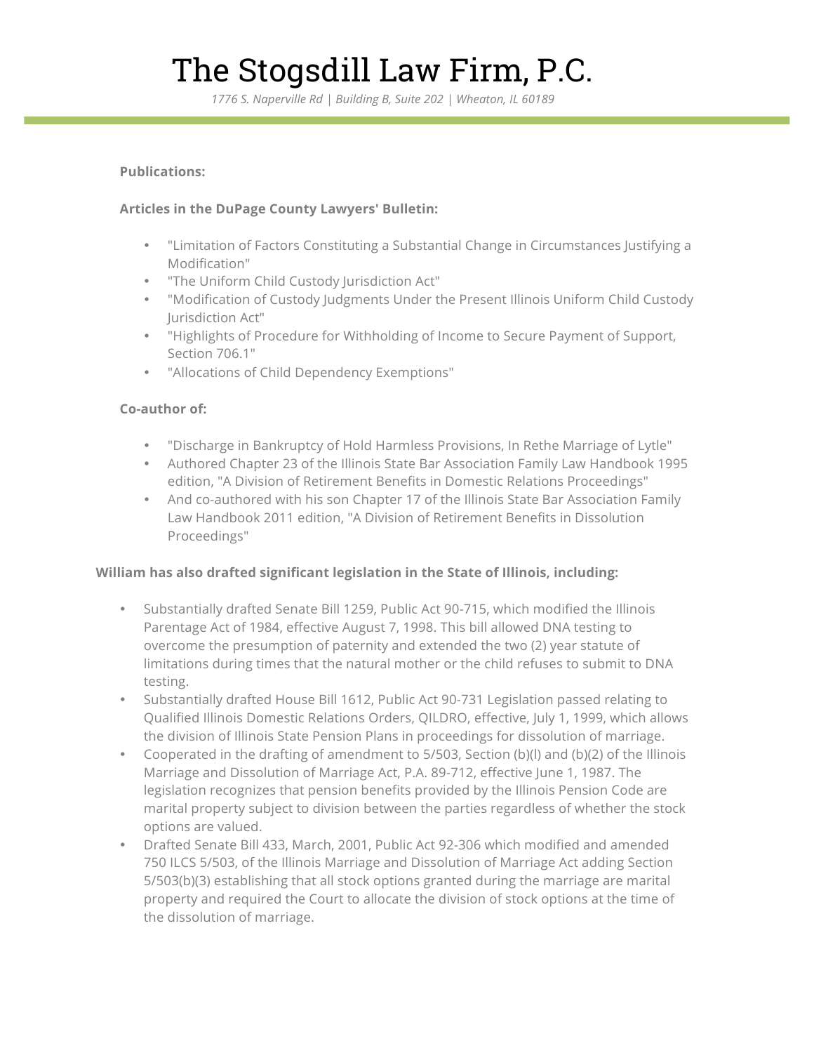**Publications:**

**Articles in the DuPage County Lawyers' Bulletin:**

- "Limitation of Factors Constituting a Substantial Change in Circumstances Justifying a Modification"
- "The Uniform Child Custody Jurisdiction Act"
- "Modification of Custody Judgments Under the Present Illinois Uniform Child Custody Jurisdiction Act"
- "Highlights of Procedure for Withholding of Income to Secure Payment of Support, Section 706.1"
- "Allocations of Child Dependency Exemptions"

**Co-author of:**

- "Discharge in Bankruptcy of Hold Harmless Provisions, In Rethe Marriage of Lytle"
- Authored Chapter 23 of the Illinois State Bar Association Family Law Handbook 1995 edition, "A Division of Retirement Benefits in Domestic Relations Proceedings"
- And co-authored with his son Chapter 17 of the Illinois State Bar Association Family Law Handbook 2011 edition, "A Division of Retirement Benefits in Dissolution Proceedings"

**William has also drafted significant legislation in the State of Illinois, including:**

- Substantially drafted Senate Bill 1259, Public Act 90-715, which modified the Illinois Parentage Act of 1984, effective August 7, 1998. This bill allowed DNA testing to overcome the presumption of paternity and extended the two (2) year statute of limitations during times that the natural mother or the child refuses to submit to DNA testing.
- Substantially drafted House Bill 1612, Public Act 90-731 Legislation passed relating to Qualified Illinois Domestic Relations Orders, QILDRO, effective, July 1, 1999, which allows the division of Illinois State Pension Plans in proceedings for dissolution of marriage.
- Cooperated in the drafting of amendment to 5/503, Section (b)(l) and (b)(2) of the Illinois Marriage and Dissolution of Marriage Act, P.A. 89-712, effective June 1, 1987. The legislation recognizes that pension benefits provided by the Illinois Pension Code are marital property subject to division between the parties regardless of whether the stock options are valued.
- Drafted Senate Bill 433, March, 2001, Public Act 92-306 which modified and amended 750 ILCS 5/503, of the Illinois Marriage and Dissolution of Marriage Act adding Section 5/503(b)(3) establishing that all stock options granted during the marriage are marital property and required the Court to allocate the division of stock options at the time of the dissolution of marriage.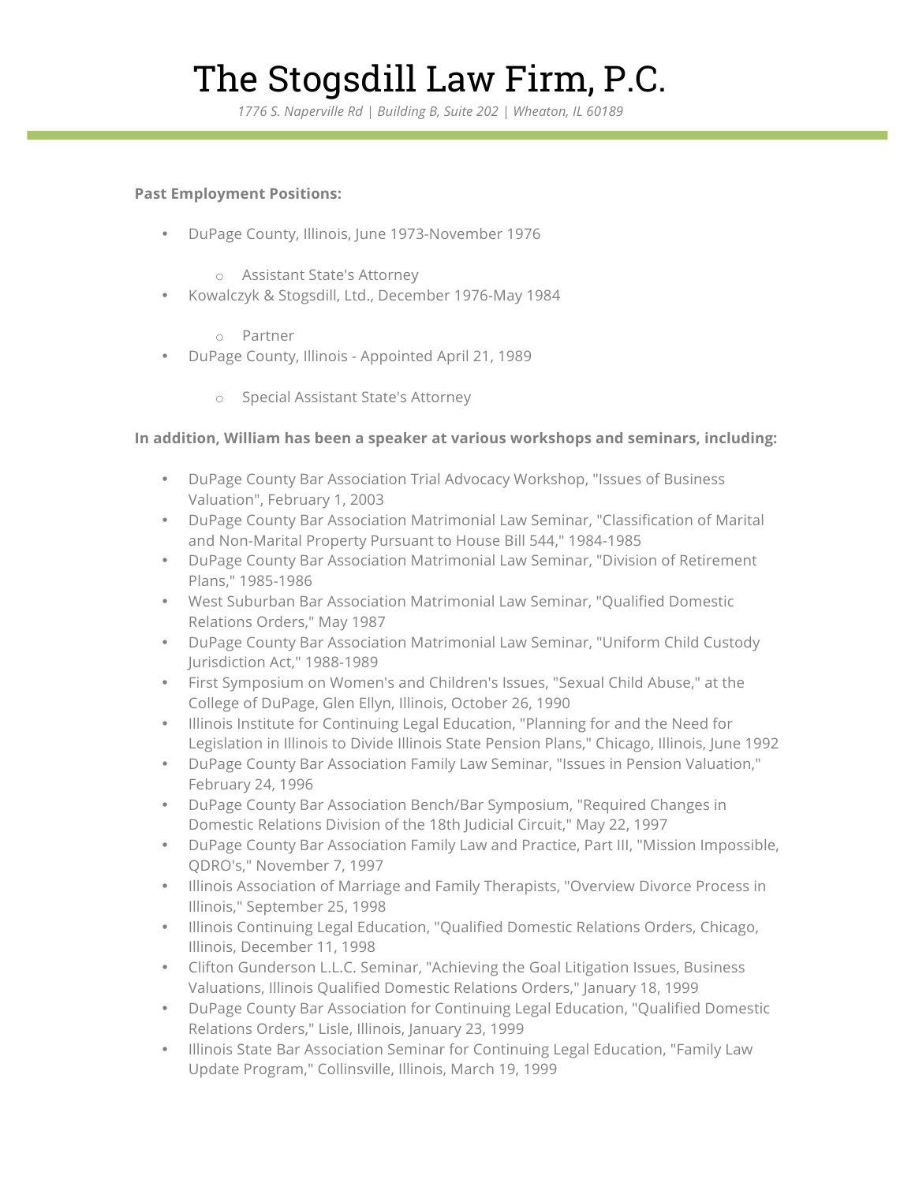# The Stogsdill Law Firm, P.C.

*1776 S. Naperville Rd | Building B, Suite 202 | Wheaton, IL 60189*

**Past Employment Positions:**

- DuPage County, Illinois, June 1973-November 1976
  - Assistant State's Attorney
- Kowalczyk & Stogsdill, Ltd., December 1976-May 1984
  - Partner
- DuPage County, Illinois - Appointed April 21, 1989
  - Special Assistant State's Attorney

**In addition, William has been a speaker at various workshops and seminars, including:**

- DuPage County Bar Association Trial Advocacy Workshop, "Issues of Business Valuation", February 1, 2003
- DuPage County Bar Association Matrimonial Law Seminar, "Classification of Marital and Non-Marital Property Pursuant to House Bill 544," 1984-1985
- DuPage County Bar Association Matrimonial Law Seminar, "Division of Retirement Plans," 1985-1986
- West Suburban Bar Association Matrimonial Law Seminar, "Qualified Domestic Relations Orders," May 1987
- DuPage County Bar Association Matrimonial Law Seminar, "Uniform Child Custody Jurisdiction Act," 1988-1989
- First Symposium on Women's and Children's Issues, "Sexual Child Abuse," at the College of DuPage, Glen Ellyn, Illinois, October 26, 1990
- Illinois Institute for Continuing Legal Education, "Planning for and the Need for Legislation in Illinois to Divide Illinois State Pension Plans," Chicago, Illinois, June 1992
- DuPage County Bar Association Family Law Seminar, "Issues in Pension Valuation," February 24, 1996
- DuPage County Bar Association Bench/Bar Symposium, "Required Changes in Domestic Relations Division of the 18th Judicial Circuit," May 22, 1997
- DuPage County Bar Association Family Law and Practice, Part III, "Mission Impossible, QDRO's," November 7, 1997
- Illinois Association of Marriage and Family Therapists, "Overview Divorce Process in Illinois," September 25, 1998
- Illinois Continuing Legal Education, "Qualified Domestic Relations Orders, Chicago, Illinois, December 11, 1998
- Clifton Gunderson L.L.C. Seminar, "Achieving the Goal Litigation Issues, Business Valuations, Illinois Qualified Domestic Relations Orders," January 18, 1999
- DuPage County Bar Association for Continuing Legal Education, "Qualified Domestic Relations Orders," Lisle, Illinois, January 23, 1999
- Illinois State Bar Association Seminar for Continuing Legal Education, "Family Law Update Program," Collinsville, Illinois, March 19, 1999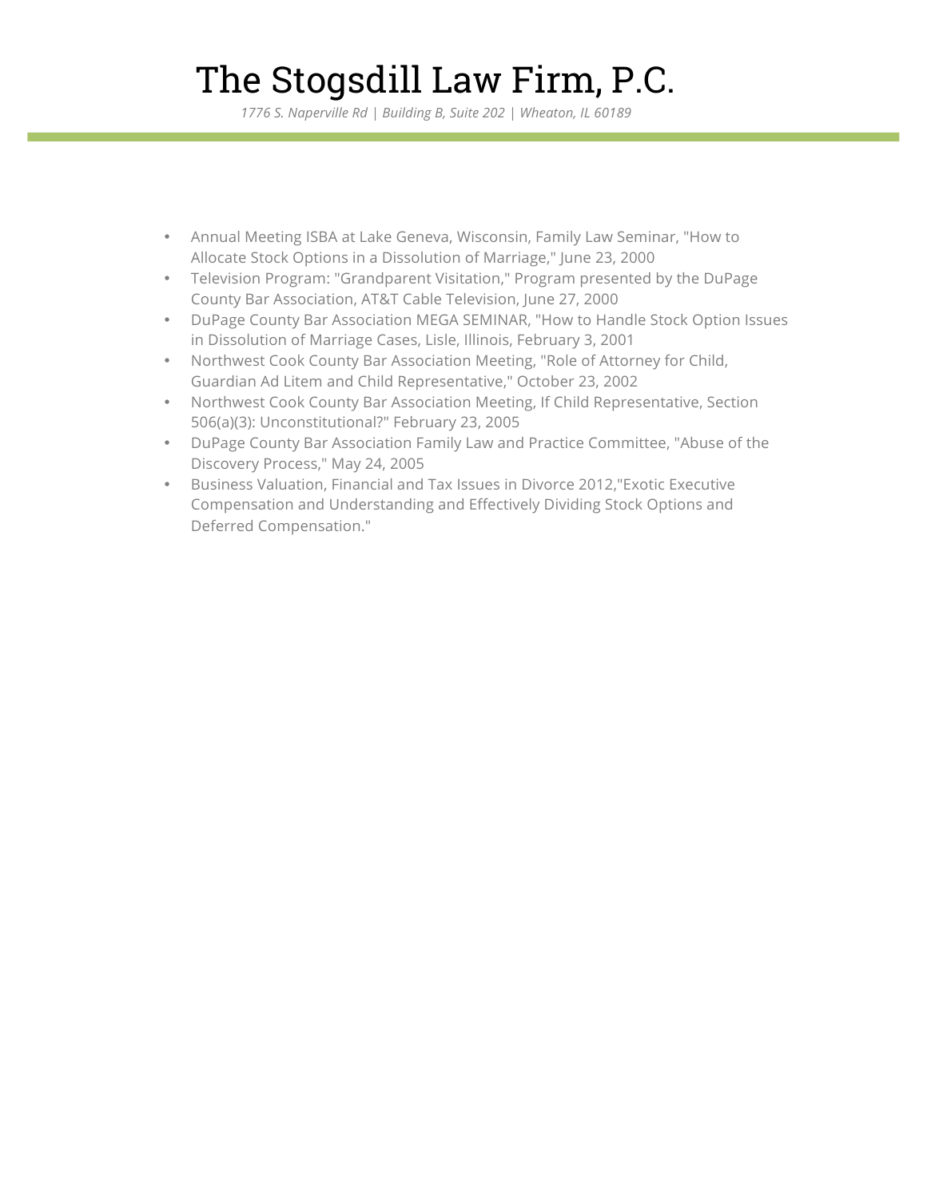- Annual Meeting ISBA at Lake Geneva, Wisconsin, Family Law Seminar, "How to Allocate Stock Options in a Dissolution of Marriage," June 23, 2000
- Television Program: "Grandparent Visitation," Program presented by the DuPage County Bar Association, AT&T Cable Television, June 27, 2000
- DuPage County Bar Association MEGA SEMINAR, "How to Handle Stock Option Issues in Dissolution of Marriage Cases, Lisle, Illinois, February 3, 2001
- Northwest Cook County Bar Association Meeting, "Role of Attorney for Child, Guardian Ad Litem and Child Representative," October 23, 2002
- Northwest Cook County Bar Association Meeting, If Child Representative, Section 506(a)(3): Unconstitutional?" February 23, 2005
- DuPage County Bar Association Family Law and Practice Committee, "Abuse of the Discovery Process," May 24, 2005
- Business Valuation, Financial and Tax Issues in Divorce 2012,"Exotic Executive Compensation and Understanding and Effectively Dividing Stock Options and Deferred Compensation."